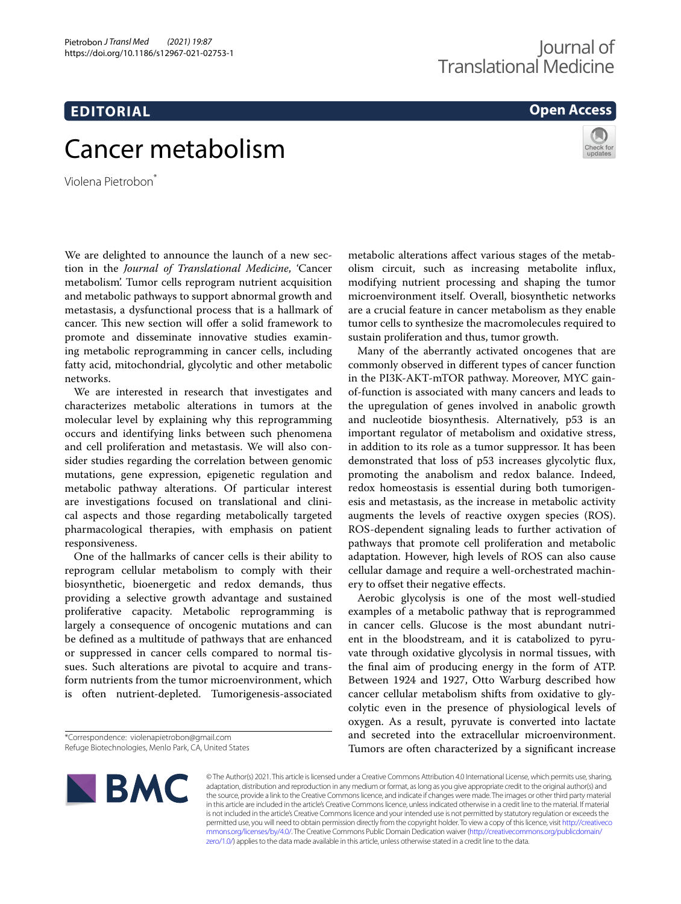EDITORIAL

Open Access

# Cancer metabolism

Violena Pietrobon*

We are delighted to announce the launch of a new section in the *Journal of Translational Medicine*, 'Cancer metabolism'. Tumor cells reprogram nutrient acquisition and metabolic pathways to support abnormal growth and metastasis, a dysfunctional process that is a hallmark of cancer. This new section will offer a solid framework to promote and disseminate innovative studies examining metabolic reprogramming in cancer cells, including fatty acid, mitochondrial, glycolytic and other metabolic networks.

We are interested in research that investigates and characterizes metabolic alterations in tumors at the molecular level by explaining why this reprogramming occurs and identifying links between such phenomena and cell proliferation and metastasis. We will also consider studies regarding the correlation between genomic mutations, gene expression, epigenetic regulation and metabolic pathway alterations. Of particular interest are investigations focused on translational and clinical aspects and those regarding metabolically targeted pharmacological therapies, with emphasis on patient responsiveness.

One of the hallmarks of cancer cells is their ability to reprogram cellular metabolism to comply with their biosynthetic, bioenergetic and redox demands, thus providing a selective growth advantage and sustained proliferative capacity. Metabolic reprogramming is largely a consequence of oncogenic mutations and can be defined as a multitude of pathways that are enhanced or suppressed in cancer cells compared to normal tissues. Such alterations are pivotal to acquire and transform nutrients from the tumor microenvironment, which is often nutrient-depleted. Tumorigenesis-associated metabolic alterations affect various stages of the metabolism circuit, such as increasing metabolite influx, modifying nutrient processing and shaping the tumor microenvironment itself. Overall, biosynthetic networks are a crucial feature in cancer metabolism as they enable tumor cells to synthesize the macromolecules required to sustain proliferation and thus, tumor growth.

Many of the aberrantly activated oncogenes that are commonly observed in different types of cancer function in the PI3K-AKT-mTOR pathway. Moreover, MYC gain-of-function is associated with many cancers and leads to the upregulation of genes involved in anabolic growth and nucleotide biosynthesis. Alternatively, p53 is an important regulator of metabolism and oxidative stress, in addition to its role as a tumor suppressor. It has been demonstrated that loss of p53 increases glycolytic flux, promoting the anabolism and redox balance. Indeed, redox homeostasis is essential during both tumorigenesis and metastasis, as the increase in metabolic activity augments the levels of reactive oxygen species (ROS). ROS-dependent signaling leads to further activation of pathways that promote cell proliferation and metabolic adaptation. However, high levels of ROS can also cause cellular damage and require a well-orchestrated machinery to offset their negative effects.

Aerobic glycolysis is one of the most well-studied examples of a metabolic pathway that is reprogrammed in cancer cells. Glucose is the most abundant nutrient in the bloodstream, and it is catabolized to pyruvate through oxidative glycolysis in normal tissues, with the final aim of producing energy in the form of ATP. Between 1924 and 1927, Otto Warburg described how cancer cellular metabolism shifts from oxidative to glycolytic even in the presence of physiological levels of oxygen. As a result, pyruvate is converted into lactate and secreted into the extracellular microenvironment. Tumors are often characterized by a significant increase

*Correspondence: violenapietrobon@gmail.com
Refuge Biotechnologies, Menlo Park, CA, United States

© The Author(s) 2021. This article is licensed under a Creative Commons Attribution 4.0 International License, which permits use, sharing, adaptation, distribution and reproduction in any medium or format, as long as you give appropriate credit to the original author(s) and the source, provide a link to the Creative Commons licence, and indicate if changes were made. The images or other third party material in this article are included in the article's Creative Commons licence, unless indicated otherwise in a credit line to the material. If material is not included in the article's Creative Commons licence and your intended use is not permitted by statutory regulation or exceeds the permitted use, you will need to obtain permission directly from the copyright holder. To view a copy of this licence, visit http://creativecommons.org/licenses/by/4.0/. The Creative Commons Public Domain Dedication waiver (http://creativecommons.org/publicdomain/zero/1.0/) applies to the data made available in this article, unless otherwise stated in a credit line to the data.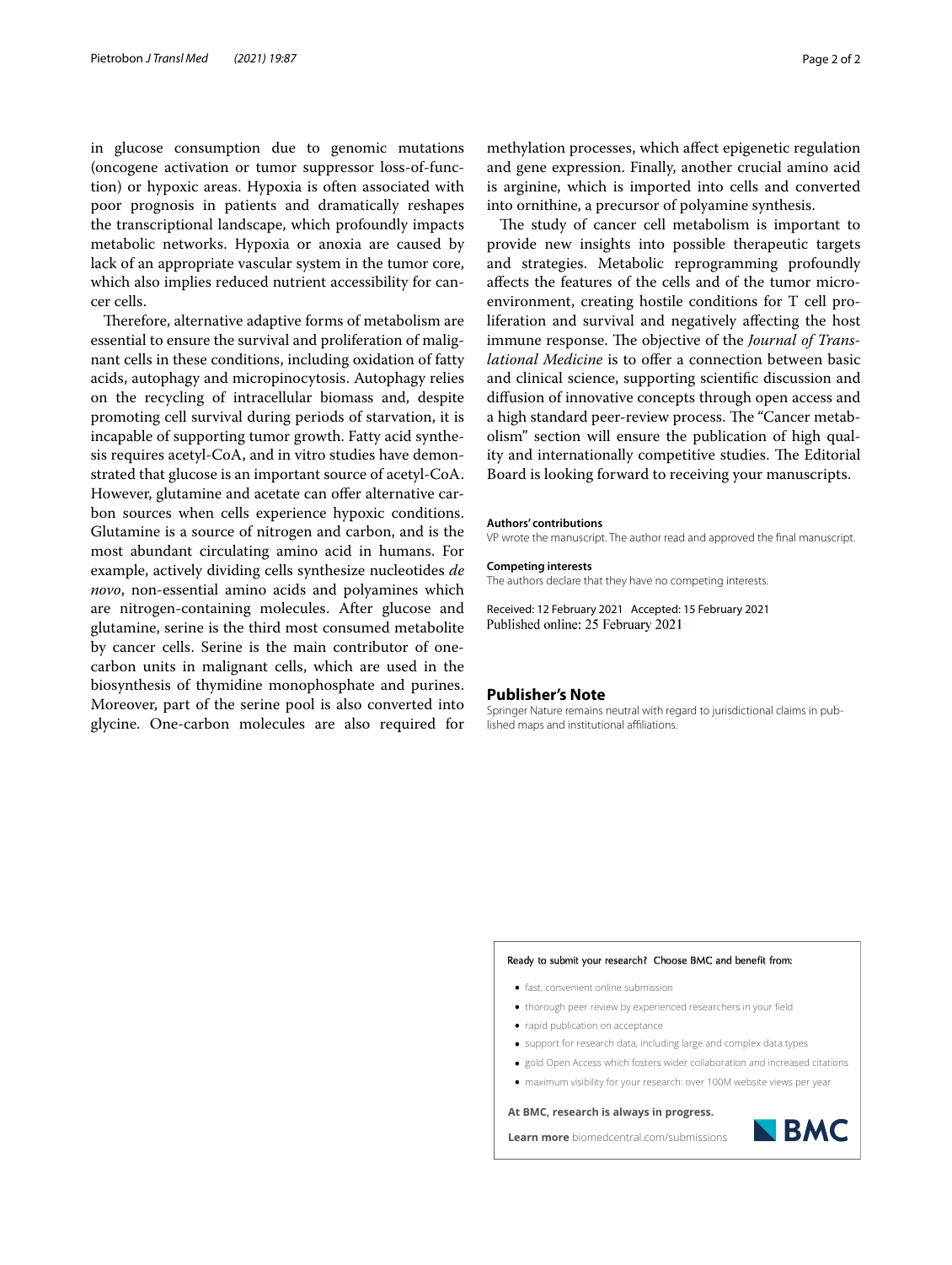in glucose consumption due to genomic mutations (oncogene activation or tumor suppressor loss-of-function) or hypoxic areas. Hypoxia is often associated with poor prognosis in patients and dramatically reshapes the transcriptional landscape, which profoundly impacts metabolic networks. Hypoxia or anoxia are caused by lack of an appropriate vascular system in the tumor core, which also implies reduced nutrient accessibility for cancer cells.

Therefore, alternative adaptive forms of metabolism are essential to ensure the survival and proliferation of malignant cells in these conditions, including oxidation of fatty acids, autophagy and micropinocytosis. Autophagy relies on the recycling of intracellular biomass and, despite promoting cell survival during periods of starvation, it is incapable of supporting tumor growth. Fatty acid synthesis requires acetyl-CoA, and in vitro studies have demonstrated that glucose is an important source of acetyl-CoA. However, glutamine and acetate can offer alternative carbon sources when cells experience hypoxic conditions. Glutamine is a source of nitrogen and carbon, and is the most abundant circulating amino acid in humans. For example, actively dividing cells synthesize nucleotides *de novo*, non-essential amino acids and polyamines which are nitrogen-containing molecules. After glucose and glutamine, serine is the third most consumed metabolite by cancer cells. Serine is the main contributor of one-carbon units in malignant cells, which are used in the biosynthesis of thymidine monophosphate and purines. Moreover, part of the serine pool is also converted into glycine. One-carbon molecules are also required for methylation processes, which affect epigenetic regulation and gene expression. Finally, another crucial amino acid is arginine, which is imported into cells and converted into ornithine, a precursor of polyamine synthesis.

The study of cancer cell metabolism is important to provide new insights into possible therapeutic targets and strategies. Metabolic reprogramming profoundly affects the features of the cells and of the tumor microenvironment, creating hostile conditions for T cell proliferation and survival and negatively affecting the host immune response. The objective of the *Journal of Translational Medicine* is to offer a connection between basic and clinical science, supporting scientific discussion and diffusion of innovative concepts through open access and a high standard peer-review process. The "Cancer metabolism" section will ensure the publication of high quality and internationally competitive studies. The Editorial Board is looking forward to receiving your manuscripts.

**Authors' contributions**

VP wrote the manuscript. The author read and approved the final manuscript.

**Competing interests**

The authors declare that they have no competing interests.

Received: 12 February 2021 Accepted: 15 February 2021
Published online: 25 February 2021

## Publisher's Note

Springer Nature remains neutral with regard to jurisdictional claims in published maps and institutional affiliations.

Ready to submit your research? Choose BMC and benefit from:

- fast, convenient online submission
- thorough peer review by experienced researchers in your field
- rapid publication on acceptance
- support for research data, including large and complex data types
- gold Open Access which fosters wider collaboration and increased citations
- maximum visibility for your research: over 100M website views per year

**At BMC, research is always in progress.**

**Learn more** biomedcentral.com/submissions

BMC